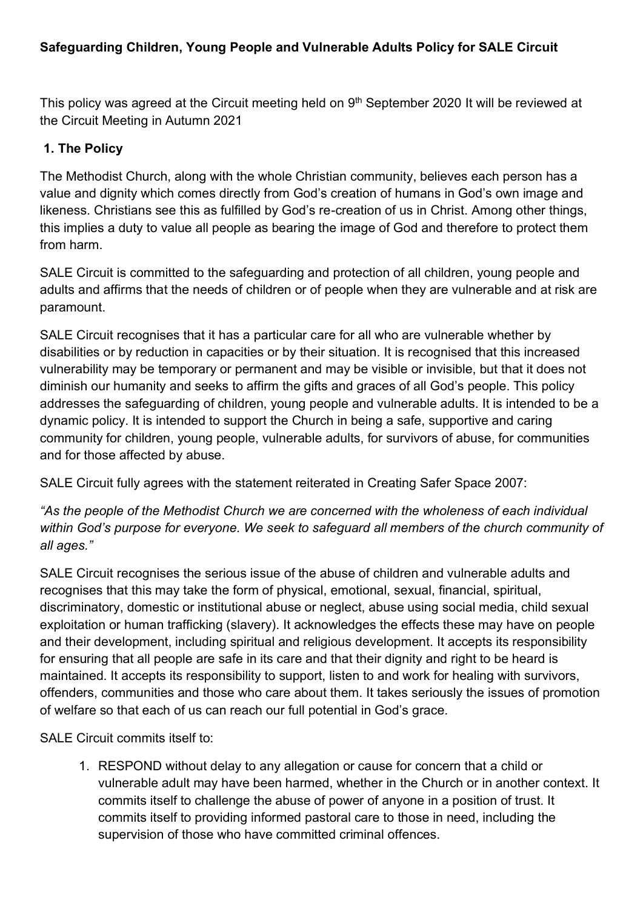**Safeguarding Children, Young People and Vulnerable Adults Policy for SALE Circuit**

This policy was agreed at the Circuit meeting held on 9th September 2020 It will be reviewed at the Circuit Meeting in Autumn 2021

## 1. The Policy

The Methodist Church, along with the whole Christian community, believes each person has a value and dignity which comes directly from God's creation of humans in God's own image and likeness. Christians see this as fulfilled by God's re-creation of us in Christ. Among other things, this implies a duty to value all people as bearing the image of God and therefore to protect them from harm.

SALE Circuit is committed to the safeguarding and protection of all children, young people and adults and affirms that the needs of children or of people when they are vulnerable and at risk are paramount.

SALE Circuit recognises that it has a particular care for all who are vulnerable whether by disabilities or by reduction in capacities or by their situation. It is recognised that this increased vulnerability may be temporary or permanent and may be visible or invisible, but that it does not diminish our humanity and seeks to affirm the gifts and graces of all God's people. This policy addresses the safeguarding of children, young people and vulnerable adults. It is intended to be a dynamic policy. It is intended to support the Church in being a safe, supportive and caring community for children, young people, vulnerable adults, for survivors of abuse, for communities and for those affected by abuse.

SALE Circuit fully agrees with the statement reiterated in Creating Safer Space 2007:

*"As the people of the Methodist Church we are concerned with the wholeness of each individual within God's purpose for everyone. We seek to safeguard all members of the church community of all ages."*

SALE Circuit recognises the serious issue of the abuse of children and vulnerable adults and recognises that this may take the form of physical, emotional, sexual, financial, spiritual, discriminatory, domestic or institutional abuse or neglect, abuse using social media, child sexual exploitation or human trafficking (slavery). It acknowledges the effects these may have on people and their development, including spiritual and religious development. It accepts its responsibility for ensuring that all people are safe in its care and that their dignity and right to be heard is maintained. It accepts its responsibility to support, listen to and work for healing with survivors, offenders, communities and those who care about them. It takes seriously the issues of promotion of welfare so that each of us can reach our full potential in God's grace.

SALE Circuit commits itself to:

1. RESPOND without delay to any allegation or cause for concern that a child or vulnerable adult may have been harmed, whether in the Church or in another context. It commits itself to challenge the abuse of power of anyone in a position of trust. It commits itself to providing informed pastoral care to those in need, including the supervision of those who have committed criminal offences.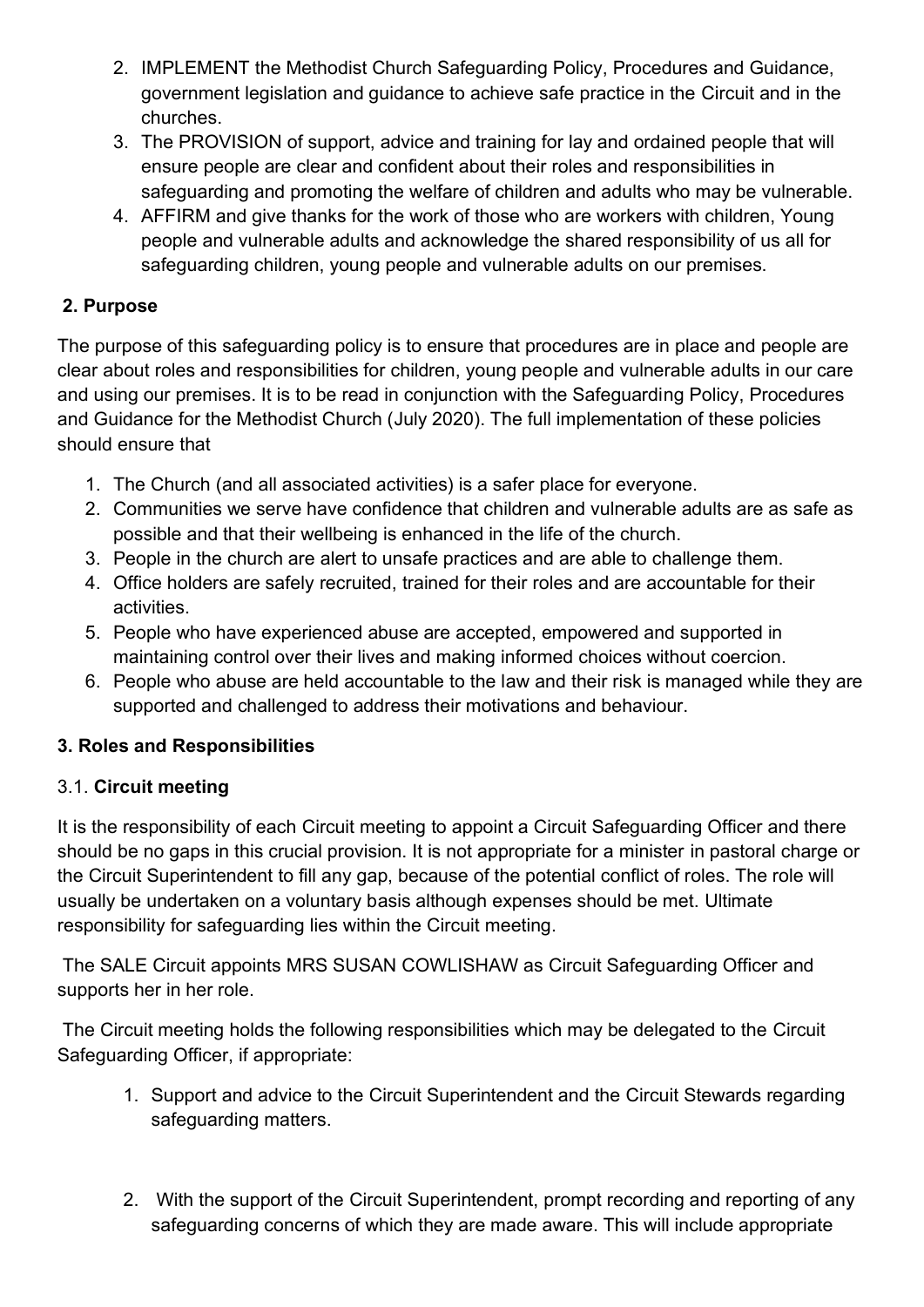2. IMPLEMENT the Methodist Church Safeguarding Policy, Procedures and Guidance, government legislation and guidance to achieve safe practice in the Circuit and in the churches.
3. The PROVISION of support, advice and training for lay and ordained people that will ensure people are clear and confident about their roles and responsibilities in safeguarding and promoting the welfare of children and adults who may be vulnerable.
4. AFFIRM and give thanks for the work of those who are workers with children, Young people and vulnerable adults and acknowledge the shared responsibility of us all for safeguarding children, young people and vulnerable adults on our premises.

## 2. Purpose

The purpose of this safeguarding policy is to ensure that procedures are in place and people are clear about roles and responsibilities for children, young people and vulnerable adults in our care and using our premises. It is to be read in conjunction with the Safeguarding Policy, Procedures and Guidance for the Methodist Church (July 2020). The full implementation of these policies should ensure that

1. The Church (and all associated activities) is a safer place for everyone.
2. Communities we serve have confidence that children and vulnerable adults are as safe as possible and that their wellbeing is enhanced in the life of the church.
3. People in the church are alert to unsafe practices and are able to challenge them.
4. Office holders are safely recruited, trained for their roles and are accountable for their activities.
5. People who have experienced abuse are accepted, empowered and supported in maintaining control over their lives and making informed choices without coercion.
6. People who abuse are held accountable to the law and their risk is managed while they are supported and challenged to address their motivations and behaviour.

## 3. Roles and Responsibilities

### 3.1. Circuit meeting

It is the responsibility of each Circuit meeting to appoint a Circuit Safeguarding Officer and there should be no gaps in this crucial provision. It is not appropriate for a minister in pastoral charge or the Circuit Superintendent to fill any gap, because of the potential conflict of roles. The role will usually be undertaken on a voluntary basis although expenses should be met. Ultimate responsibility for safeguarding lies within the Circuit meeting.

The SALE Circuit appoints MRS SUSAN COWLISHAW as Circuit Safeguarding Officer and supports her in her role.

The Circuit meeting holds the following responsibilities which may be delegated to the Circuit Safeguarding Officer, if appropriate:

1. Support and advice to the Circuit Superintendent and the Circuit Stewards regarding safeguarding matters.
2. With the support of the Circuit Superintendent, prompt recording and reporting of any safeguarding concerns of which they are made aware. This will include appropriate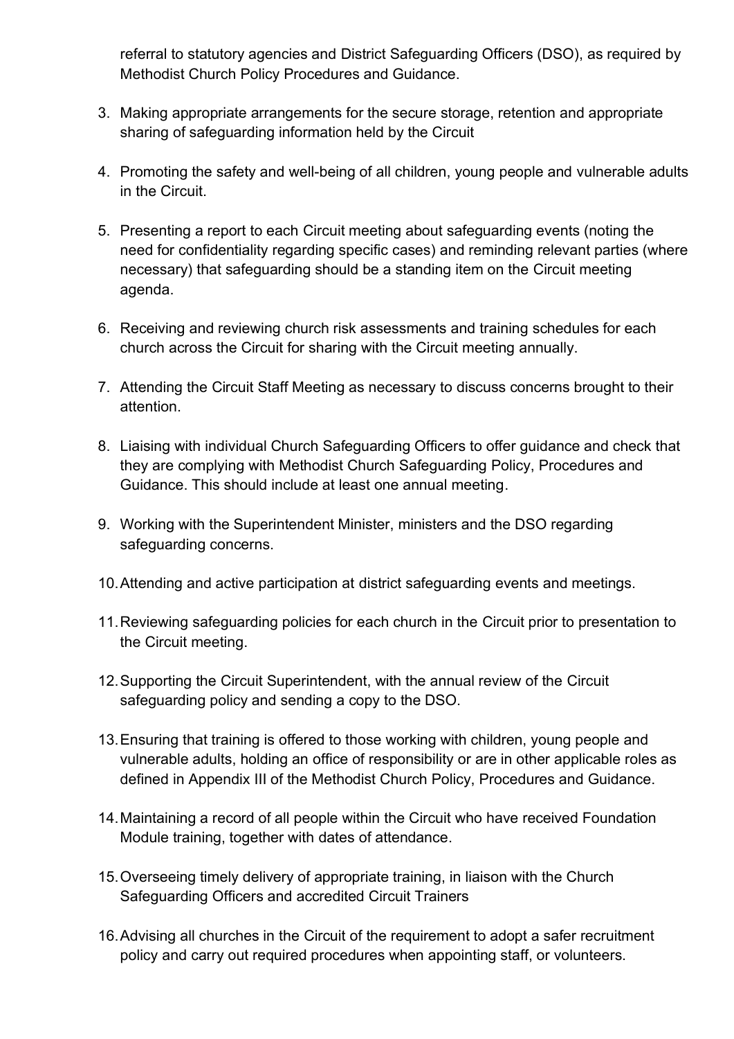referral to statutory agencies and District Safeguarding Officers (DSO), as required by Methodist Church Policy Procedures and Guidance.

3. Making appropriate arrangements for the secure storage, retention and appropriate sharing of safeguarding information held by the Circuit

4. Promoting the safety and well-being of all children, young people and vulnerable adults in the Circuit.

5. Presenting a report to each Circuit meeting about safeguarding events (noting the need for confidentiality regarding specific cases) and reminding relevant parties (where necessary) that safeguarding should be a standing item on the Circuit meeting agenda.

6. Receiving and reviewing church risk assessments and training schedules for each church across the Circuit for sharing with the Circuit meeting annually.

7. Attending the Circuit Staff Meeting as necessary to discuss concerns brought to their attention.

8. Liaising with individual Church Safeguarding Officers to offer guidance and check that they are complying with Methodist Church Safeguarding Policy, Procedures and Guidance. This should include at least one annual meeting.

9. Working with the Superintendent Minister, ministers and the DSO regarding safeguarding concerns.

10. Attending and active participation at district safeguarding events and meetings.

11. Reviewing safeguarding policies for each church in the Circuit prior to presentation to the Circuit meeting.

12. Supporting the Circuit Superintendent, with the annual review of the Circuit safeguarding policy and sending a copy to the DSO.

13. Ensuring that training is offered to those working with children, young people and vulnerable adults, holding an office of responsibility or are in other applicable roles as defined in Appendix III of the Methodist Church Policy, Procedures and Guidance.

14. Maintaining a record of all people within the Circuit who have received Foundation Module training, together with dates of attendance.

15. Overseeing timely delivery of appropriate training, in liaison with the Church Safeguarding Officers and accredited Circuit Trainers

16. Advising all churches in the Circuit of the requirement to adopt a safer recruitment policy and carry out required procedures when appointing staff, or volunteers.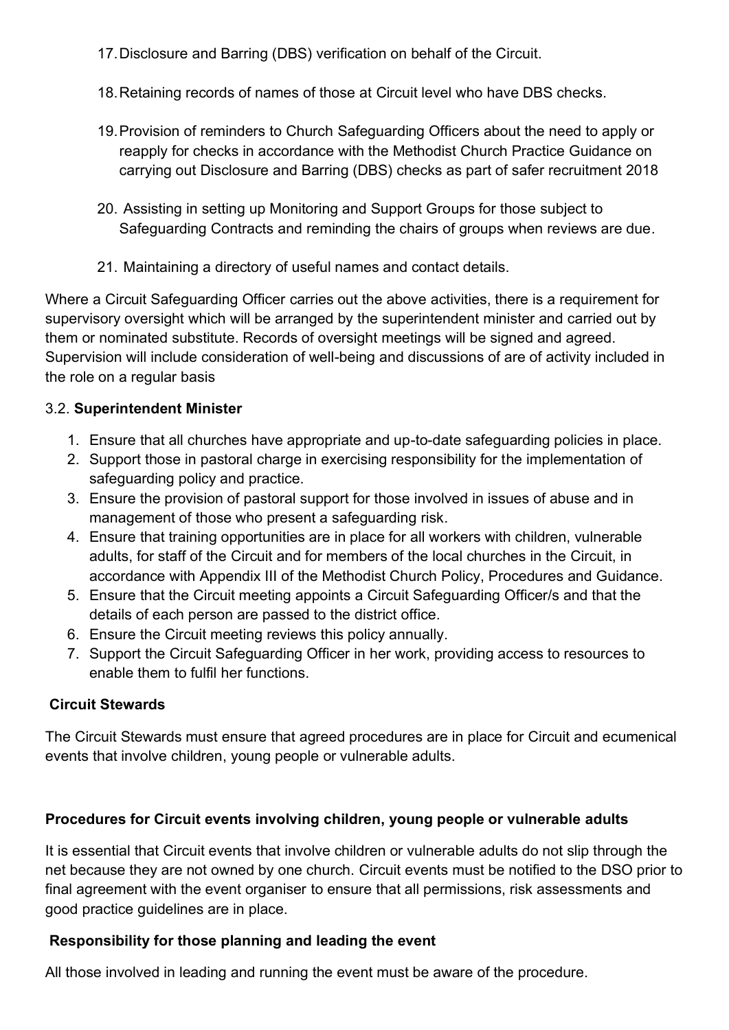17. Disclosure and Barring (DBS) verification on behalf of the Circuit.
18. Retaining records of names of those at Circuit level who have DBS checks.
19. Provision of reminders to Church Safeguarding Officers about the need to apply or reapply for checks in accordance with the Methodist Church Practice Guidance on carrying out Disclosure and Barring (DBS) checks as part of safer recruitment 2018
20. Assisting in setting up Monitoring and Support Groups for those subject to Safeguarding Contracts and reminding the chairs of groups when reviews are due.
21. Maintaining a directory of useful names and contact details.

Where a Circuit Safeguarding Officer carries out the above activities, there is a requirement for supervisory oversight which will be arranged by the superintendent minister and carried out by them or nominated substitute. Records of oversight meetings will be signed and agreed. Supervision will include consideration of well-being and discussions of are of activity included in the role on a regular basis

3.2. **Superintendent Minister**

1. Ensure that all churches have appropriate and up-to-date safeguarding policies in place.
2. Support those in pastoral charge in exercising responsibility for the implementation of safeguarding policy and practice.
3. Ensure the provision of pastoral support for those involved in issues of abuse and in management of those who present a safeguarding risk.
4. Ensure that training opportunities are in place for all workers with children, vulnerable adults, for staff of the Circuit and for members of the local churches in the Circuit, in accordance with Appendix III of the Methodist Church Policy, Procedures and Guidance.
5. Ensure that the Circuit meeting appoints a Circuit Safeguarding Officer/s and that the details of each person are passed to the district office.
6. Ensure the Circuit meeting reviews this policy annually.
7. Support the Circuit Safeguarding Officer in her work, providing access to resources to enable them to fulfil her functions.

**Circuit Stewards**

The Circuit Stewards must ensure that agreed procedures are in place for Circuit and ecumenical events that involve children, young people or vulnerable adults.

**Procedures for Circuit events involving children, young people or vulnerable adults**

It is essential that Circuit events that involve children or vulnerable adults do not slip through the net because they are not owned by one church. Circuit events must be notified to the DSO prior to final agreement with the event organiser to ensure that all permissions, risk assessments and good practice guidelines are in place.

**Responsibility for those planning and leading the event**

All those involved in leading and running the event must be aware of the procedure.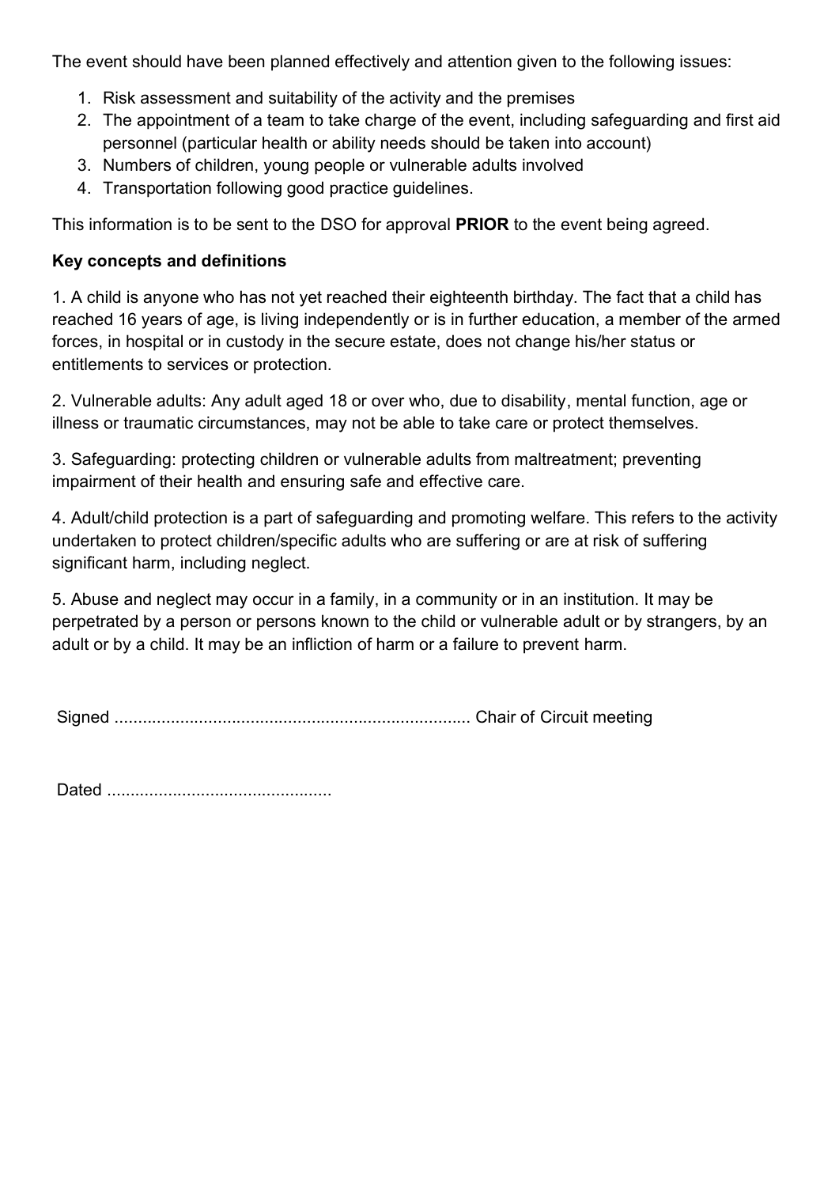The event should have been planned effectively and attention given to the following issues:

1. Risk assessment and suitability of the activity and the premises
2. The appointment of a team to take charge of the event, including safeguarding and first aid personnel (particular health or ability needs should be taken into account)
3. Numbers of children, young people or vulnerable adults involved
4. Transportation following good practice guidelines.

This information is to be sent to the DSO for approval **PRIOR** to the event being agreed.

**Key concepts and definitions**

1. A child is anyone who has not yet reached their eighteenth birthday. The fact that a child has reached 16 years of age, is living independently or is in further education, a member of the armed forces, in hospital or in custody in the secure estate, does not change his/her status or entitlements to services or protection.

2. Vulnerable adults: Any adult aged 18 or over who, due to disability, mental function, age or illness or traumatic circumstances, may not be able to take care or protect themselves.

3. Safeguarding: protecting children or vulnerable adults from maltreatment; preventing impairment of their health and ensuring safe and effective care.

4. Adult/child protection is a part of safeguarding and promoting welfare. This refers to the activity undertaken to protect children/specific adults who are suffering or are at risk of suffering significant harm, including neglect.

5. Abuse and neglect may occur in a family, in a community or in an institution. It may be perpetrated by a person or persons known to the child or vulnerable adult or by strangers, by an adult or by a child. It may be an infliction of harm or a failure to prevent harm.

Signed .......................................................................... Chair of Circuit meeting

Dated ...............................................